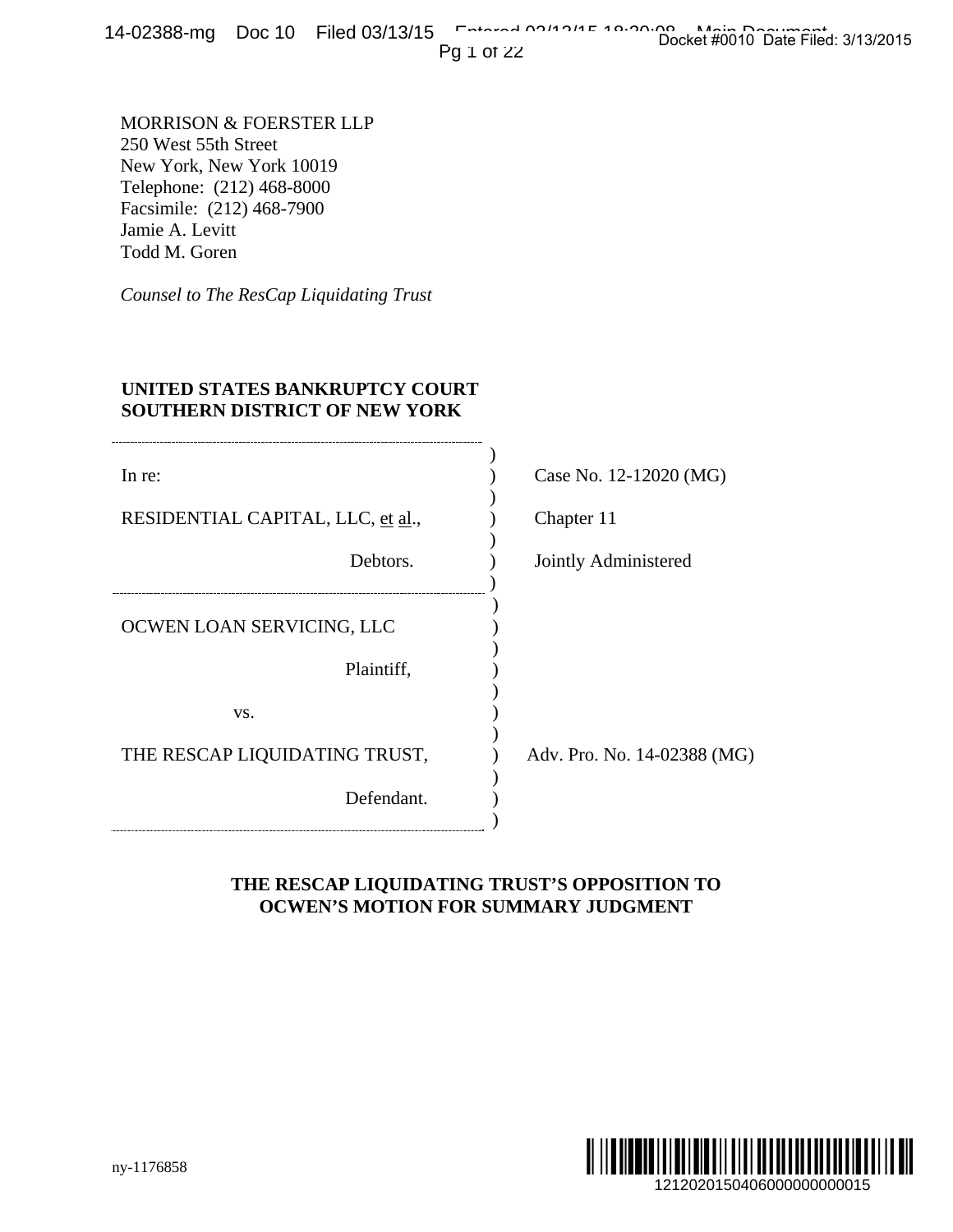MORRISON & FOERSTER LLP
250 West 55th Street
New York, New York 10019
Telephone: (212) 468-8000
Facsimile: (212) 468-7900
Jamie A. Levitt
Todd M. Goren

*Counsel to The ResCap Liquidating Trust*

**UNITED STATES BANKRUPTCY COURT**
**SOUTHERN DISTRICT OF NEW YORK**

| | |
|---|---|
| In re: | Case No. 12-12020 (MG) |
| RESIDENTIAL CAPITAL, LLC, et al., | Chapter 11 |
| Debtors. | Jointly Administered |
| OCWEN LOAN SERVICING, LLC | |
| Plaintiff, | |
| vs. | |
| THE RESCAP LIQUIDATING TRUST, | Adv. Pro. No. 14-02388 (MG) |
| Defendant. | |

**THE RESCAP LIQUIDATING TRUST'S OPPOSITION TO OCWEN'S MOTION FOR SUMMARY JUDGMENT**

ny-1176858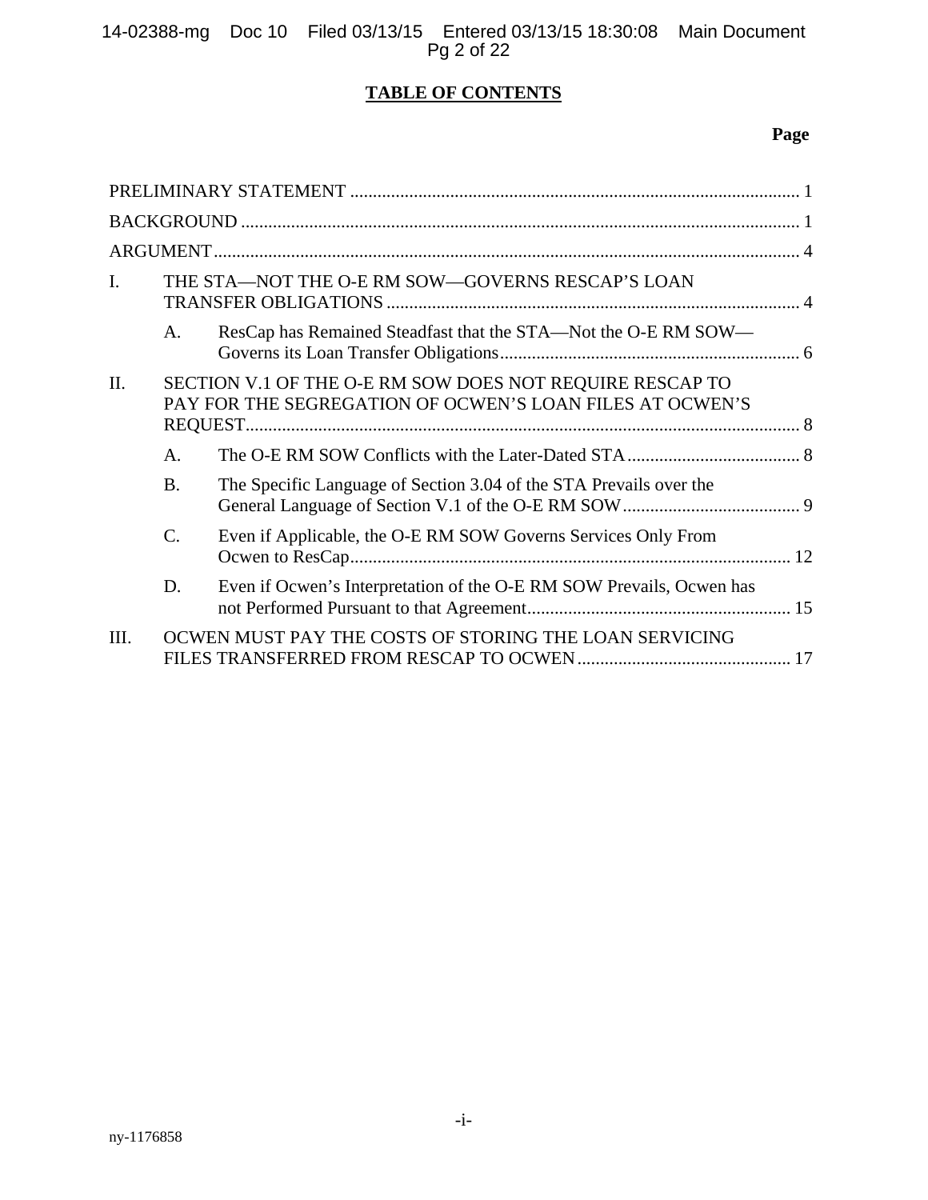## TABLE OF CONTENTS

| | | Page |
|---|---|---|
| PRELIMINARY STATEMENT | | 1 |
| BACKGROUND | | 1 |
| ARGUMENT | | 4 |
| I. | THE STA—NOT THE O-E RM SOW—GOVERNS RESCAP'S LOAN TRANSFER OBLIGATIONS | 4 |
| | A. ResCap has Remained Steadfast that the STA—Not the O-E RM SOW—Governs its Loan Transfer Obligations | 6 |
| II. | SECTION V.1 OF THE O-E RM SOW DOES NOT REQUIRE RESCAP TO PAY FOR THE SEGREGATION OF OCWEN'S LOAN FILES AT OCWEN'S REQUEST | 8 |
| | A. The O-E RM SOW Conflicts with the Later-Dated STA | 8 |
| | B. The Specific Language of Section 3.04 of the STA Prevails over the General Language of Section V.1 of the O-E RM SOW | 9 |
| | C. Even if Applicable, the O-E RM SOW Governs Services Only From Ocwen to ResCap | 12 |
| | D. Even if Ocwen's Interpretation of the O-E RM SOW Prevails, Ocwen has not Performed Pursuant to that Agreement | 15 |
| III. | OCWEN MUST PAY THE COSTS OF STORING THE LOAN SERVICING FILES TRANSFERRED FROM RESCAP TO OCWEN | 17 |

ny-1176858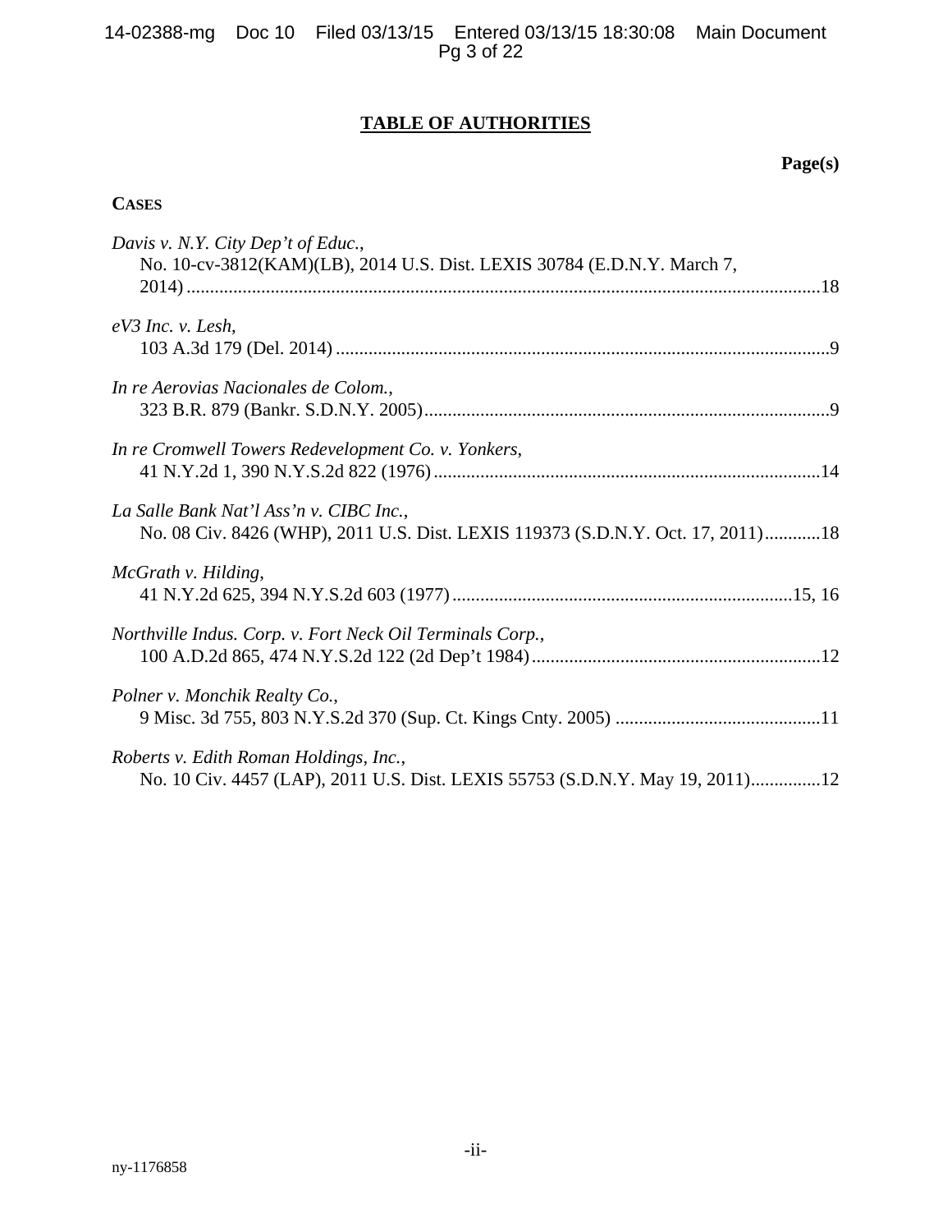## TABLE OF AUTHORITIES

**Page(s)**

**CASES**

*Davis v. N.Y. City Dep't of Educ.*,
No. 10-cv-3812(KAM)(LB), 2014 U.S. Dist. LEXIS 30784 (E.D.N.Y. March 7, 2014) .......... 18

*eV3 Inc. v. Lesh*,
103 A.3d 179 (Del. 2014) .......... 9

*In re Aerovias Nacionales de Colom.*,
323 B.R. 879 (Bankr. S.D.N.Y. 2005) .......... 9

*In re Cromwell Towers Redevelopment Co. v. Yonkers*,
41 N.Y.2d 1, 390 N.Y.S.2d 822 (1976) .......... 14

*La Salle Bank Nat'l Ass'n v. CIBC Inc.*,
No. 08 Civ. 8426 (WHP), 2011 U.S. Dist. LEXIS 119373 (S.D.N.Y. Oct. 17, 2011) .......... 18

*McGrath v. Hilding*,
41 N.Y.2d 625, 394 N.Y.S.2d 603 (1977) .......... 15, 16

*Northville Indus. Corp. v. Fort Neck Oil Terminals Corp.*,
100 A.D.2d 865, 474 N.Y.S.2d 122 (2d Dep't 1984) .......... 12

*Polner v. Monchik Realty Co.*,
9 Misc. 3d 755, 803 N.Y.S.2d 370 (Sup. Ct. Kings Cnty. 2005) .......... 11

*Roberts v. Edith Roman Holdings, Inc.*,
No. 10 Civ. 4457 (LAP), 2011 U.S. Dist. LEXIS 55753 (S.D.N.Y. May 19, 2011) .......... 12

ny-1176858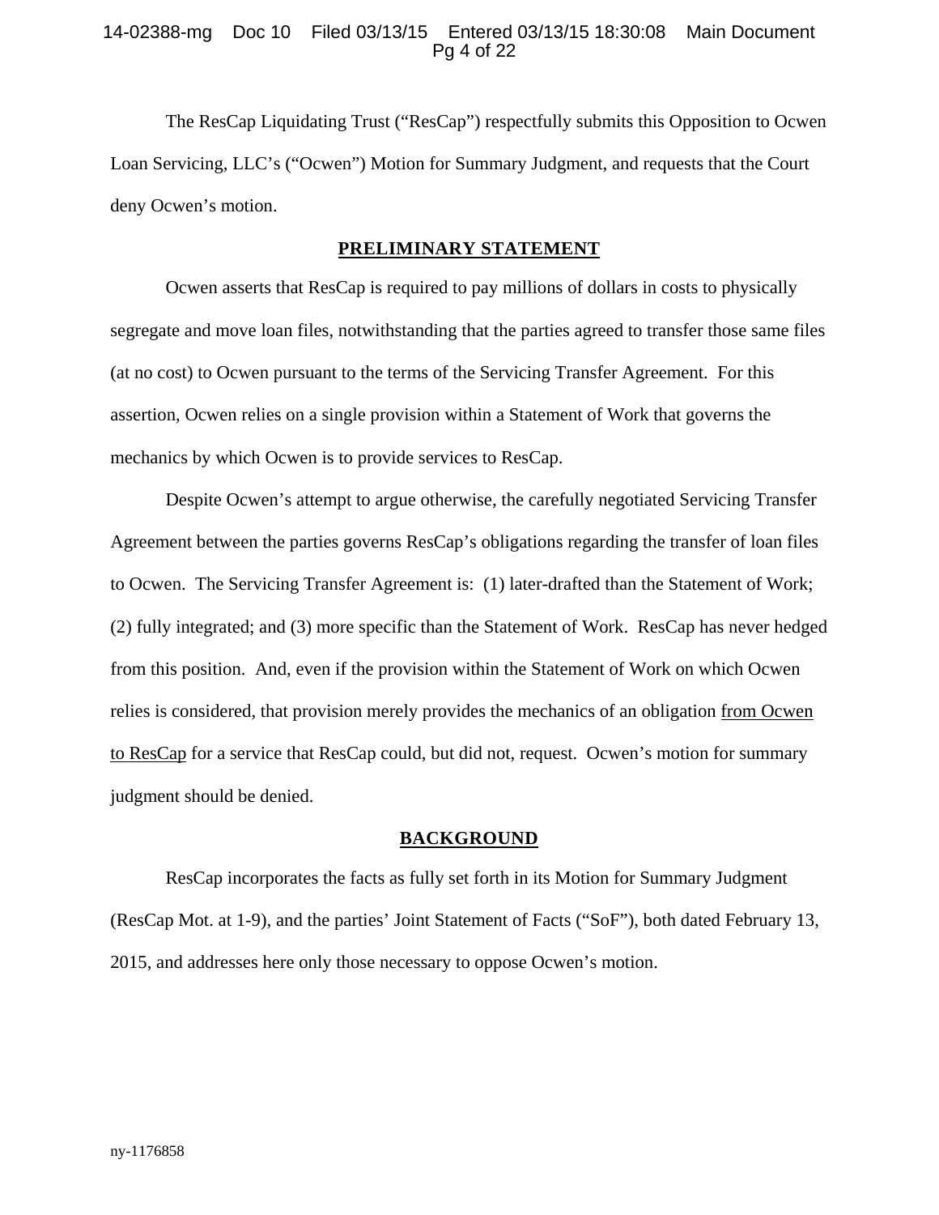The ResCap Liquidating Trust ("ResCap") respectfully submits this Opposition to Ocwen Loan Servicing, LLC's ("Ocwen") Motion for Summary Judgment, and requests that the Court deny Ocwen's motion.

## PRELIMINARY STATEMENT

Ocwen asserts that ResCap is required to pay millions of dollars in costs to physically segregate and move loan files, notwithstanding that the parties agreed to transfer those same files (at no cost) to Ocwen pursuant to the terms of the Servicing Transfer Agreement. For this assertion, Ocwen relies on a single provision within a Statement of Work that governs the mechanics by which Ocwen is to provide services to ResCap.

Despite Ocwen's attempt to argue otherwise, the carefully negotiated Servicing Transfer Agreement between the parties governs ResCap's obligations regarding the transfer of loan files to Ocwen. The Servicing Transfer Agreement is: (1) later-drafted than the Statement of Work; (2) fully integrated; and (3) more specific than the Statement of Work. ResCap has never hedged from this position. And, even if the provision within the Statement of Work on which Ocwen relies is considered, that provision merely provides the mechanics of an obligation from Ocwen to ResCap for a service that ResCap could, but did not, request. Ocwen's motion for summary judgment should be denied.

## BACKGROUND

ResCap incorporates the facts as fully set forth in its Motion for Summary Judgment (ResCap Mot. at 1-9), and the parties' Joint Statement of Facts ("SoF"), both dated February 13, 2015, and addresses here only those necessary to oppose Ocwen's motion.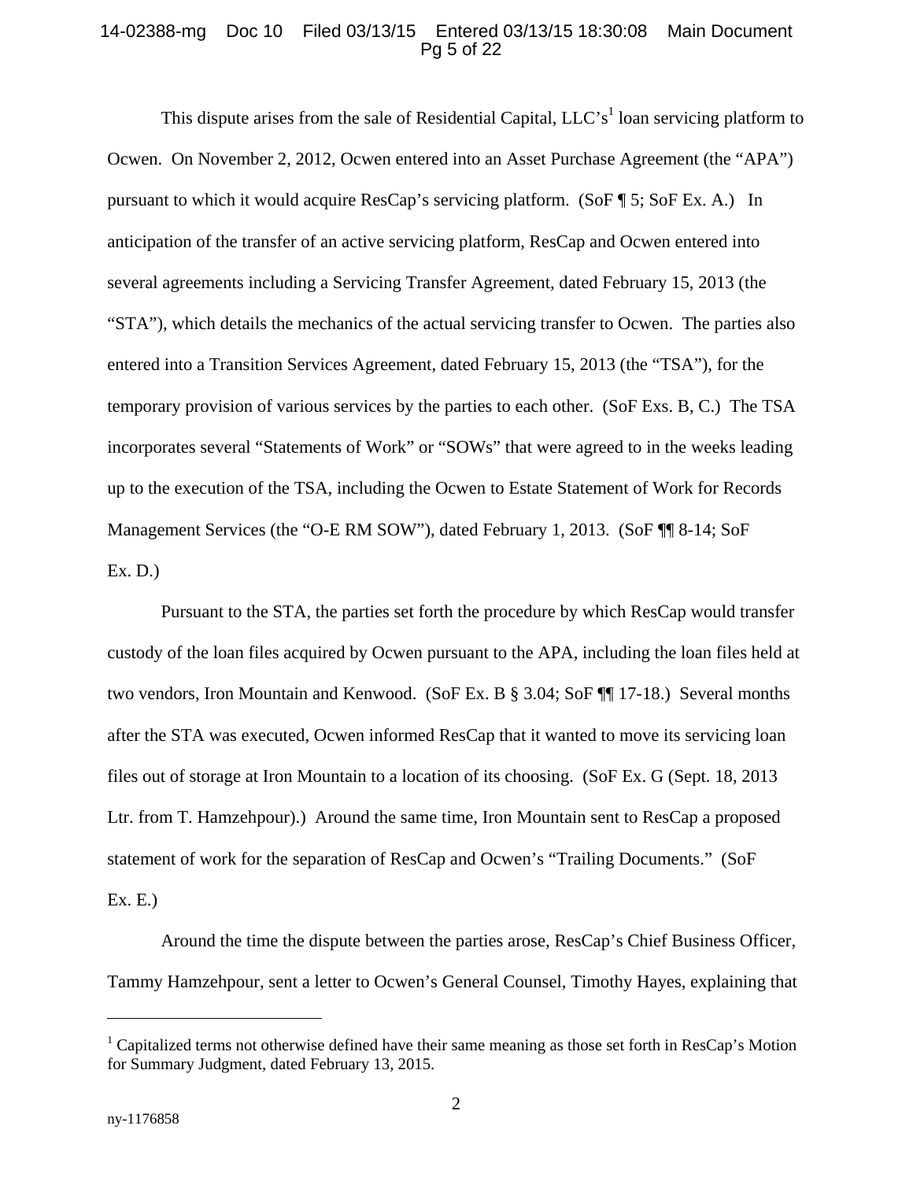This dispute arises from the sale of Residential Capital, LLC's[1] loan servicing platform to Ocwen. On November 2, 2012, Ocwen entered into an Asset Purchase Agreement (the "APA") pursuant to which it would acquire ResCap's servicing platform. (SoF ¶ 5; SoF Ex. A.) In anticipation of the transfer of an active servicing platform, ResCap and Ocwen entered into several agreements including a Servicing Transfer Agreement, dated February 15, 2013 (the "STA"), which details the mechanics of the actual servicing transfer to Ocwen. The parties also entered into a Transition Services Agreement, dated February 15, 2013 (the "TSA"), for the temporary provision of various services by the parties to each other. (SoF Exs. B, C.) The TSA incorporates several "Statements of Work" or "SOWs" that were agreed to in the weeks leading up to the execution of the TSA, including the Ocwen to Estate Statement of Work for Records Management Services (the "O-E RM SOW"), dated February 1, 2013. (SoF ¶¶ 8-14; SoF Ex. D.)

Pursuant to the STA, the parties set forth the procedure by which ResCap would transfer custody of the loan files acquired by Ocwen pursuant to the APA, including the loan files held at two vendors, Iron Mountain and Kenwood. (SoF Ex. B § 3.04; SoF ¶¶ 17-18.) Several months after the STA was executed, Ocwen informed ResCap that it wanted to move its servicing loan files out of storage at Iron Mountain to a location of its choosing. (SoF Ex. G (Sept. 18, 2013 Ltr. from T. Hamzehpour).) Around the same time, Iron Mountain sent to ResCap a proposed statement of work for the separation of ResCap and Ocwen's "Trailing Documents." (SoF Ex. E.)

Around the time the dispute between the parties arose, ResCap's Chief Business Officer, Tammy Hamzehpour, sent a letter to Ocwen's General Counsel, Timothy Hayes, explaining that

---

[1] Capitalized terms not otherwise defined have their same meaning as those set forth in ResCap's Motion for Summary Judgment, dated February 13, 2015.

ny-1176858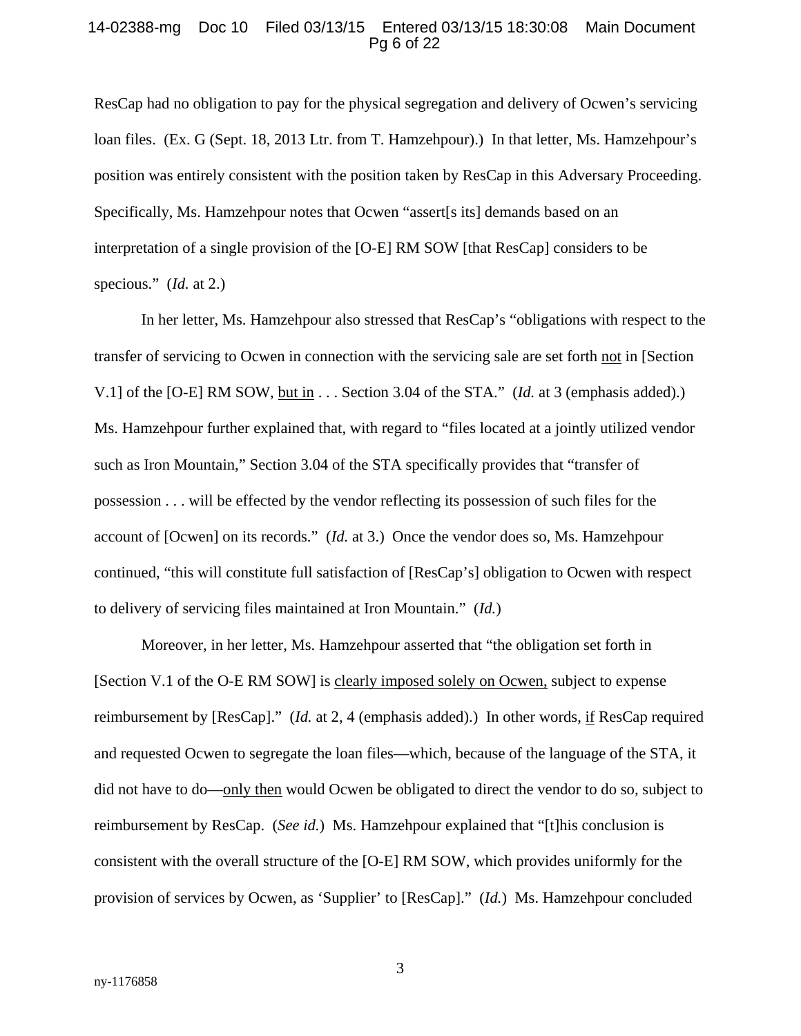ResCap had no obligation to pay for the physical segregation and delivery of Ocwen's servicing loan files. (Ex. G (Sept. 18, 2013 Ltr. from T. Hamzehpour).) In that letter, Ms. Hamzehpour's position was entirely consistent with the position taken by ResCap in this Adversary Proceeding. Specifically, Ms. Hamzehpour notes that Ocwen "assert[s its] demands based on an interpretation of a single provision of the [O-E] RM SOW [that ResCap] considers to be specious." (*Id.* at 2.)

In her letter, Ms. Hamzehpour also stressed that ResCap's "obligations with respect to the transfer of servicing to Ocwen in connection with the servicing sale are set forth <u>not</u> in [Section V.1] of the [O-E] RM SOW, <u>but in</u> . . . Section 3.04 of the STA." (*Id.* at 3 (emphasis added).) Ms. Hamzehpour further explained that, with regard to "files located at a jointly utilized vendor such as Iron Mountain," Section 3.04 of the STA specifically provides that "transfer of possession . . . will be effected by the vendor reflecting its possession of such files for the account of [Ocwen] on its records." (*Id.* at 3.) Once the vendor does so, Ms. Hamzehpour continued, "this will constitute full satisfaction of [ResCap's] obligation to Ocwen with respect to delivery of servicing files maintained at Iron Mountain." (*Id.*)

Moreover, in her letter, Ms. Hamzehpour asserted that "the obligation set forth in [Section V.1 of the O-E RM SOW] is <u>clearly imposed solely on Ocwen,</u> subject to expense reimbursement by [ResCap]." (*Id.* at 2, 4 (emphasis added).) In other words, <u>if</u> ResCap required and requested Ocwen to segregate the loan files—which, because of the language of the STA, it did not have to do—<u>only then</u> would Ocwen be obligated to direct the vendor to do so, subject to reimbursement by ResCap. (*See id.*) Ms. Hamzehpour explained that "[t]his conclusion is consistent with the overall structure of the [O-E] RM SOW, which provides uniformly for the provision of services by Ocwen, as 'Supplier' to [ResCap]." (*Id.*) Ms. Hamzehpour concluded

ny-1176858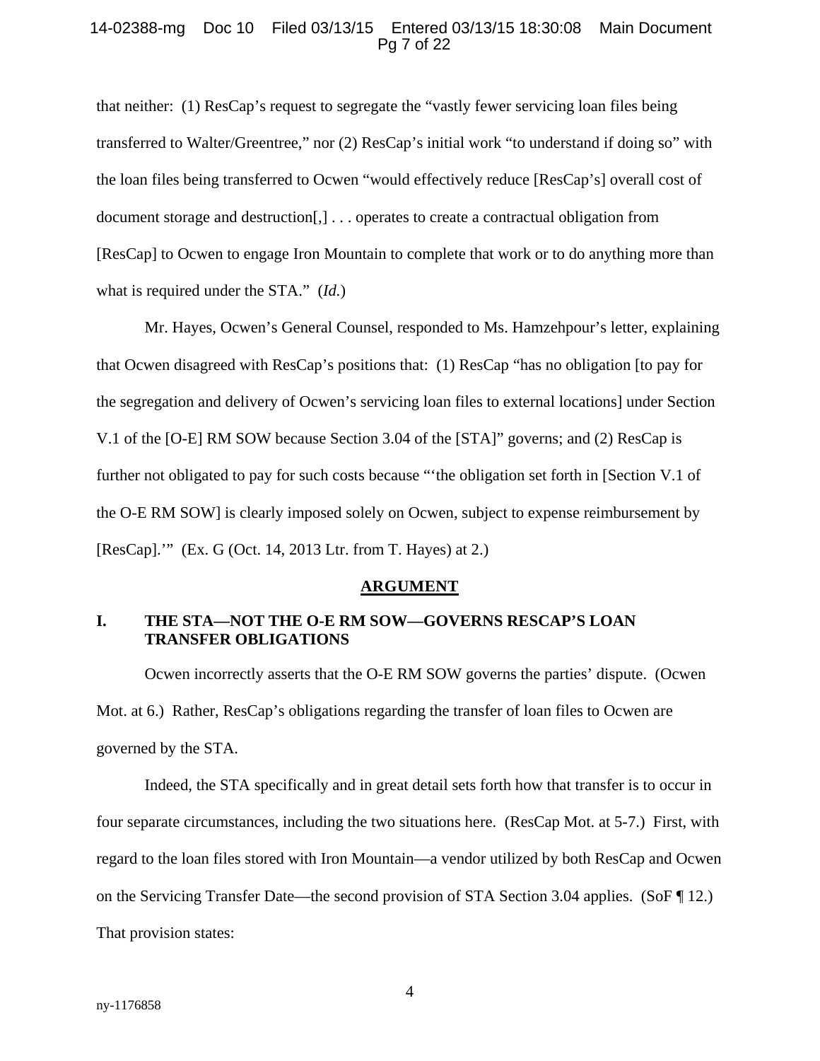that neither: (1) ResCap's request to segregate the "vastly fewer servicing loan files being transferred to Walter/Greentree," nor (2) ResCap's initial work "to understand if doing so" with the loan files being transferred to Ocwen "would effectively reduce [ResCap's] overall cost of document storage and destruction[,] . . . operates to create a contractual obligation from [ResCap] to Ocwen to engage Iron Mountain to complete that work or to do anything more than what is required under the STA." (*Id.*)

Mr. Hayes, Ocwen's General Counsel, responded to Ms. Hamzehpour's letter, explaining that Ocwen disagreed with ResCap's positions that: (1) ResCap "has no obligation [to pay for the segregation and delivery of Ocwen's servicing loan files to external locations] under Section V.1 of the [O-E] RM SOW because Section 3.04 of the [STA]" governs; and (2) ResCap is further not obligated to pay for such costs because "'the obligation set forth in [Section V.1 of the O-E RM SOW] is clearly imposed solely on Ocwen, subject to expense reimbursement by [ResCap].'" (Ex. G (Oct. 14, 2013 Ltr. from T. Hayes) at 2.)

## ARGUMENT

### I. THE STA—NOT THE O-E RM SOW—GOVERNS RESCAP'S LOAN TRANSFER OBLIGATIONS

Ocwen incorrectly asserts that the O-E RM SOW governs the parties' dispute. (Ocwen Mot. at 6.) Rather, ResCap's obligations regarding the transfer of loan files to Ocwen are governed by the STA.

Indeed, the STA specifically and in great detail sets forth how that transfer is to occur in four separate circumstances, including the two situations here. (ResCap Mot. at 5-7.) First, with regard to the loan files stored with Iron Mountain—a vendor utilized by both ResCap and Ocwen on the Servicing Transfer Date—the second provision of STA Section 3.04 applies. (SoF ¶ 12.) That provision states: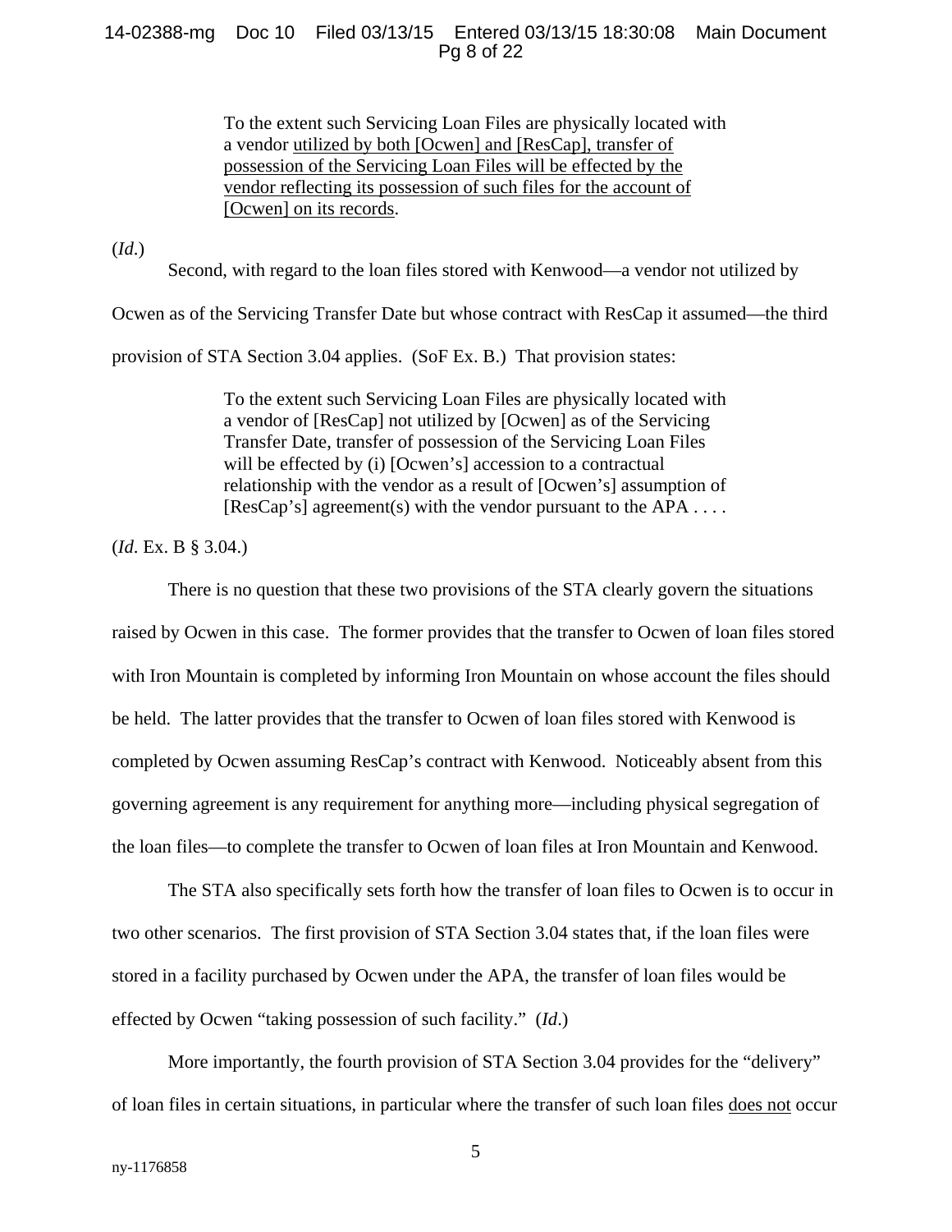> To the extent such Servicing Loan Files are physically located with a vendor <u>utilized by both [Ocwen] and [ResCap], transfer of possession of the Servicing Loan Files will be effected by the vendor reflecting its possession of such files for the account of [Ocwen] on its records</u>.

(*Id*.)

Second, with regard to the loan files stored with Kenwood—a vendor not utilized by Ocwen as of the Servicing Transfer Date but whose contract with ResCap it assumed—the third provision of STA Section 3.04 applies. (SoF Ex. B.) That provision states:

> To the extent such Servicing Loan Files are physically located with a vendor of [ResCap] not utilized by [Ocwen] as of the Servicing Transfer Date, transfer of possession of the Servicing Loan Files will be effected by (i) [Ocwen's] accession to a contractual relationship with the vendor as a result of [Ocwen's] assumption of [ResCap's] agreement(s) with the vendor pursuant to the APA . . . .

(*Id*. Ex. B § 3.04.)

There is no question that these two provisions of the STA clearly govern the situations raised by Ocwen in this case. The former provides that the transfer to Ocwen of loan files stored with Iron Mountain is completed by informing Iron Mountain on whose account the files should be held. The latter provides that the transfer to Ocwen of loan files stored with Kenwood is completed by Ocwen assuming ResCap's contract with Kenwood. Noticeably absent from this governing agreement is any requirement for anything more—including physical segregation of the loan files—to complete the transfer to Ocwen of loan files at Iron Mountain and Kenwood.

The STA also specifically sets forth how the transfer of loan files to Ocwen is to occur in two other scenarios. The first provision of STA Section 3.04 states that, if the loan files were stored in a facility purchased by Ocwen under the APA, the transfer of loan files would be effected by Ocwen "taking possession of such facility." (*Id*.)

More importantly, the fourth provision of STA Section 3.04 provides for the "delivery" of loan files in certain situations, in particular where the transfer of such loan files <u>does not</u> occur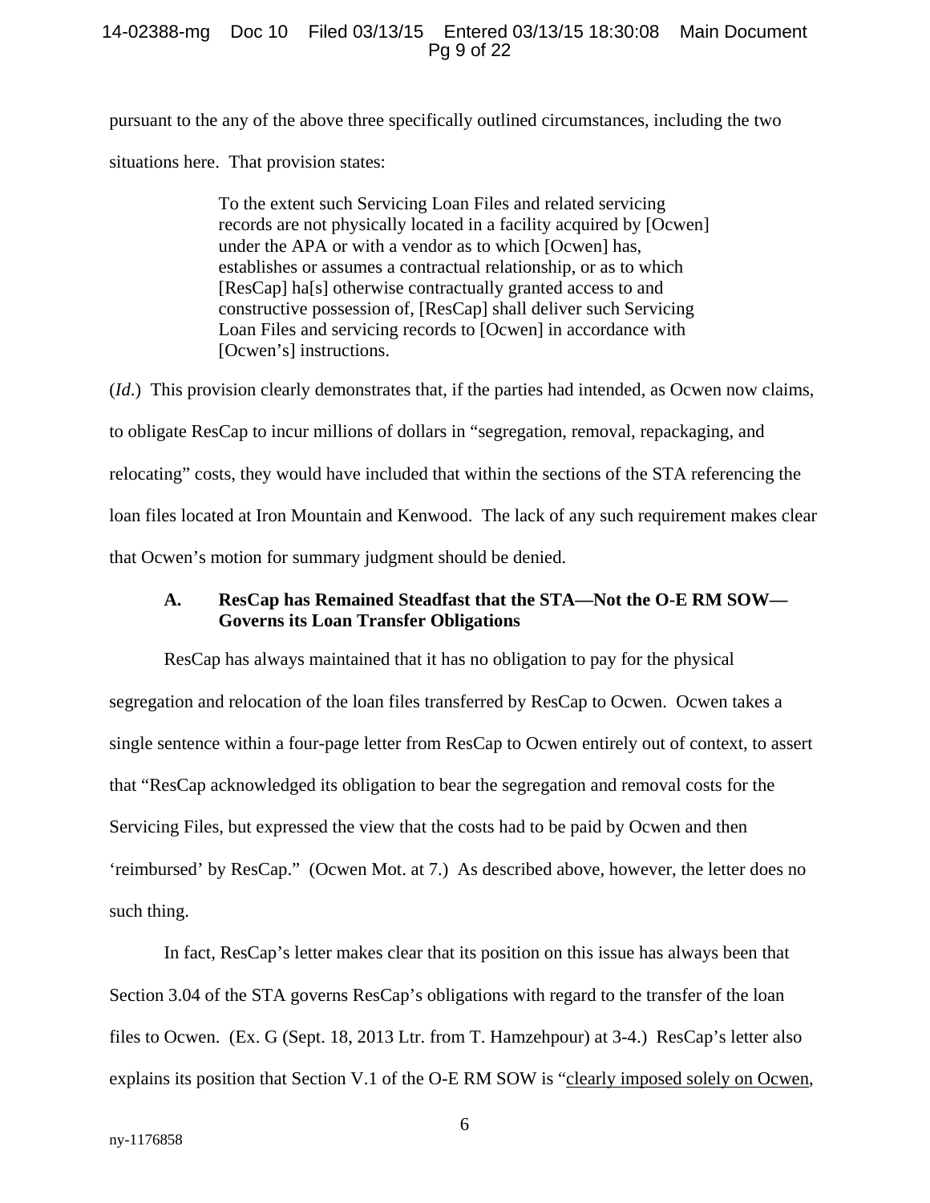pursuant to the any of the above three specifically outlined circumstances, including the two situations here. That provision states:

> To the extent such Servicing Loan Files and related servicing records are not physically located in a facility acquired by [Ocwen] under the APA or with a vendor as to which [Ocwen] has, establishes or assumes a contractual relationship, or as to which [ResCap] ha[s] otherwise contractually granted access to and constructive possession of, [ResCap] shall deliver such Servicing Loan Files and servicing records to [Ocwen] in accordance with [Ocwen's] instructions.

(*Id.*) This provision clearly demonstrates that, if the parties had intended, as Ocwen now claims, to obligate ResCap to incur millions of dollars in "segregation, removal, repackaging, and relocating" costs, they would have included that within the sections of the STA referencing the loan files located at Iron Mountain and Kenwood. The lack of any such requirement makes clear that Ocwen's motion for summary judgment should be denied.

### A. ResCap has Remained Steadfast that the STA—Not the O-E RM SOW—Governs its Loan Transfer Obligations

ResCap has always maintained that it has no obligation to pay for the physical segregation and relocation of the loan files transferred by ResCap to Ocwen. Ocwen takes a single sentence within a four-page letter from ResCap to Ocwen entirely out of context, to assert that "ResCap acknowledged its obligation to bear the segregation and removal costs for the Servicing Files, but expressed the view that the costs had to be paid by Ocwen and then 'reimbursed' by ResCap." (Ocwen Mot. at 7.) As described above, however, the letter does no such thing.

In fact, ResCap's letter makes clear that its position on this issue has always been that Section 3.04 of the STA governs ResCap's obligations with regard to the transfer of the loan files to Ocwen. (Ex. G (Sept. 18, 2013 Ltr. from T. Hamzehpour) at 3-4.) ResCap's letter also explains its position that Section V.1 of the O-E RM SOW is "<u>clearly imposed solely on Ocwen</u>,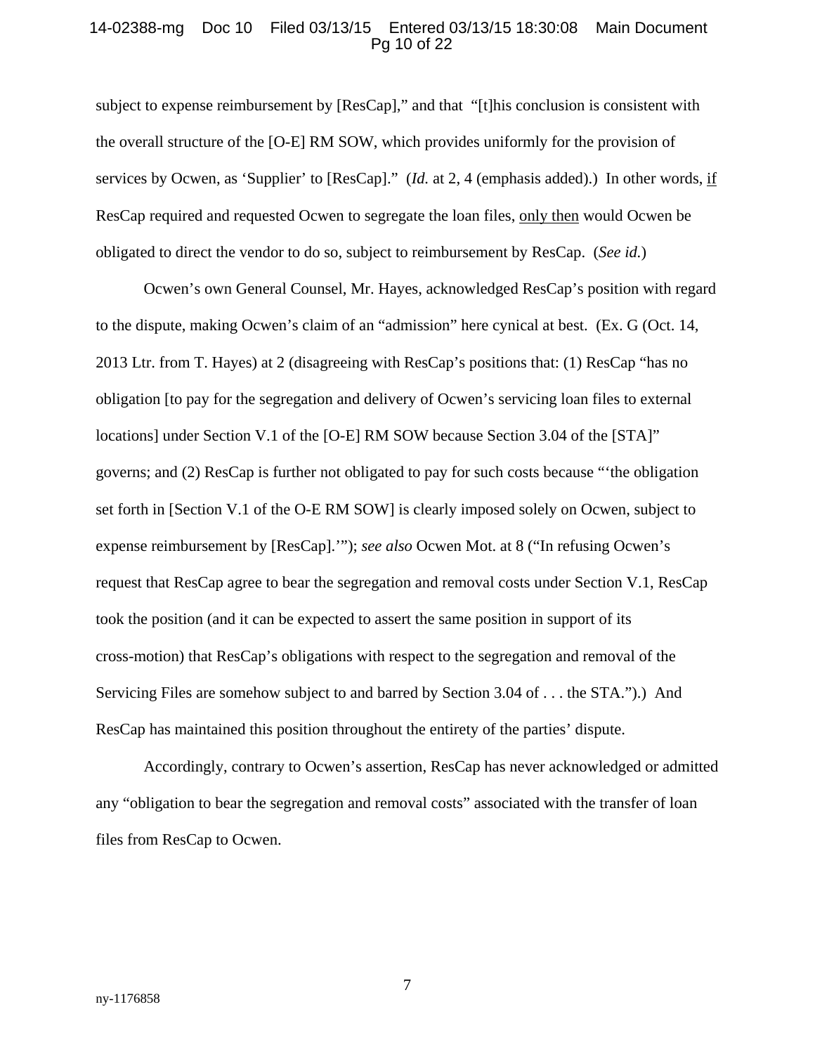subject to expense reimbursement by [ResCap]," and that "[t]his conclusion is consistent with the overall structure of the [O-E] RM SOW, which provides uniformly for the provision of services by Ocwen, as 'Supplier' to [ResCap]." (*Id.* at 2, 4 (emphasis added).) In other words, if ResCap required and requested Ocwen to segregate the loan files, only then would Ocwen be obligated to direct the vendor to do so, subject to reimbursement by ResCap. (*See id.*)

Ocwen's own General Counsel, Mr. Hayes, acknowledged ResCap's position with regard to the dispute, making Ocwen's claim of an "admission" here cynical at best. (Ex. G (Oct. 14, 2013 Ltr. from T. Hayes) at 2 (disagreeing with ResCap's positions that: (1) ResCap "has no obligation [to pay for the segregation and delivery of Ocwen's servicing loan files to external locations] under Section V.1 of the [O-E] RM SOW because Section 3.04 of the [STA]" governs; and (2) ResCap is further not obligated to pay for such costs because "'the obligation set forth in [Section V.1 of the O-E RM SOW] is clearly imposed solely on Ocwen, subject to expense reimbursement by [ResCap].'"); *see also* Ocwen Mot. at 8 ("In refusing Ocwen's request that ResCap agree to bear the segregation and removal costs under Section V.1, ResCap took the position (and it can be expected to assert the same position in support of its cross-motion) that ResCap's obligations with respect to the segregation and removal of the Servicing Files are somehow subject to and barred by Section 3.04 of . . . the STA.").) And ResCap has maintained this position throughout the entirety of the parties' dispute.

Accordingly, contrary to Ocwen's assertion, ResCap has never acknowledged or admitted any "obligation to bear the segregation and removal costs" associated with the transfer of loan files from ResCap to Ocwen.

ny-1176858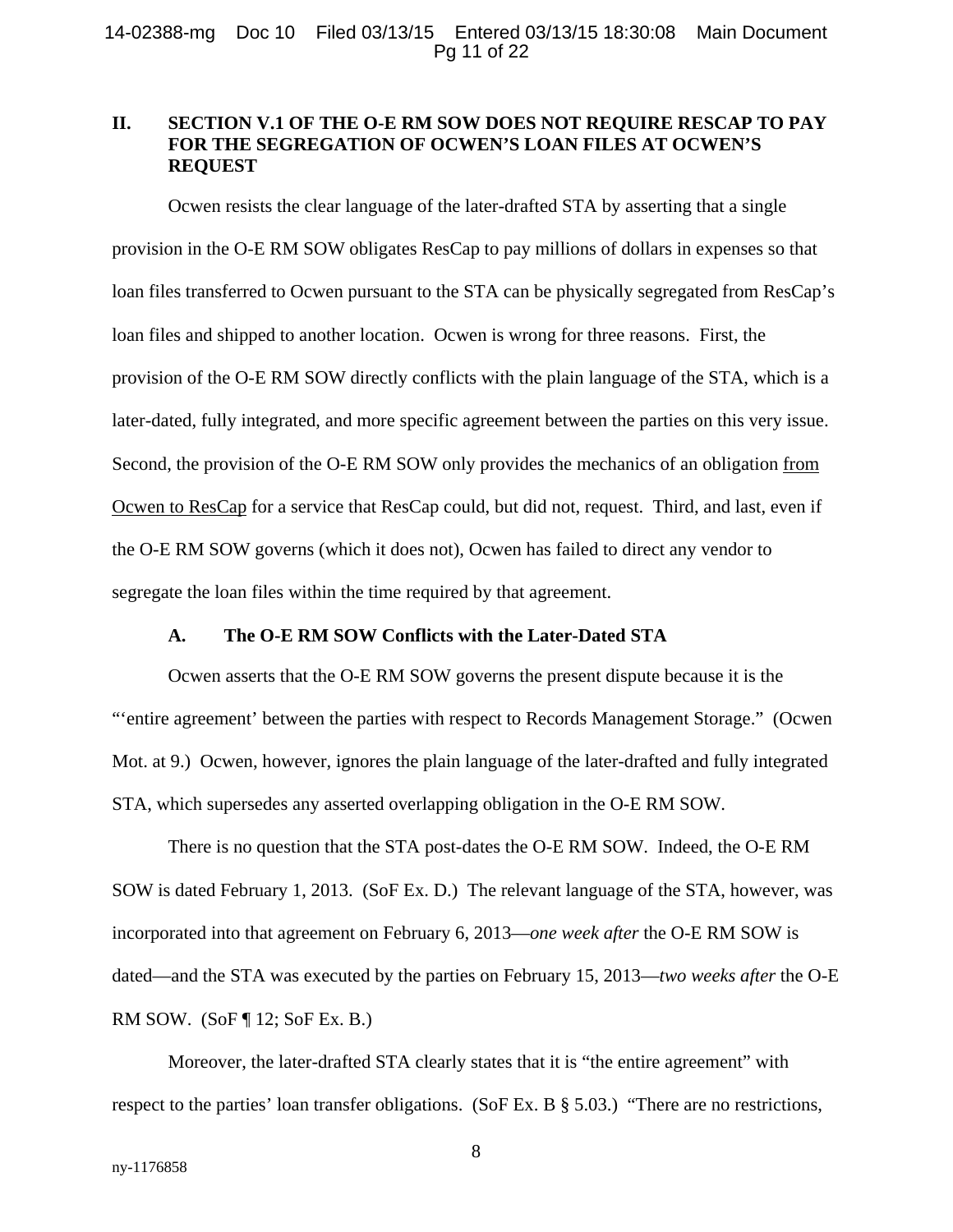## II. SECTION V.1 OF THE O-E RM SOW DOES NOT REQUIRE RESCAP TO PAY FOR THE SEGREGATION OF OCWEN'S LOAN FILES AT OCWEN'S REQUEST

Ocwen resists the clear language of the later-drafted STA by asserting that a single provision in the O-E RM SOW obligates ResCap to pay millions of dollars in expenses so that loan files transferred to Ocwen pursuant to the STA can be physically segregated from ResCap's loan files and shipped to another location. Ocwen is wrong for three reasons. First, the provision of the O-E RM SOW directly conflicts with the plain language of the STA, which is a later-dated, fully integrated, and more specific agreement between the parties on this very issue. Second, the provision of the O-E RM SOW only provides the mechanics of an obligation <u>from Ocwen to ResCap</u> for a service that ResCap could, but did not, request. Third, and last, even if the O-E RM SOW governs (which it does not), Ocwen has failed to direct any vendor to segregate the loan files within the time required by that agreement.

### A. The O-E RM SOW Conflicts with the Later-Dated STA

Ocwen asserts that the O-E RM SOW governs the present dispute because it is the "'entire agreement' between the parties with respect to Records Management Storage." (Ocwen Mot. at 9.) Ocwen, however, ignores the plain language of the later-drafted and fully integrated STA, which supersedes any asserted overlapping obligation in the O-E RM SOW.

There is no question that the STA post-dates the O-E RM SOW. Indeed, the O-E RM SOW is dated February 1, 2013. (SoF Ex. D.) The relevant language of the STA, however, was incorporated into that agreement on February 6, 2013—*one week after* the O-E RM SOW is dated—and the STA was executed by the parties on February 15, 2013—*two weeks after* the O-E RM SOW. (SoF ¶ 12; SoF Ex. B.)

Moreover, the later-drafted STA clearly states that it is "the entire agreement" with respect to the parties' loan transfer obligations. (SoF Ex. B § 5.03.) "There are no restrictions,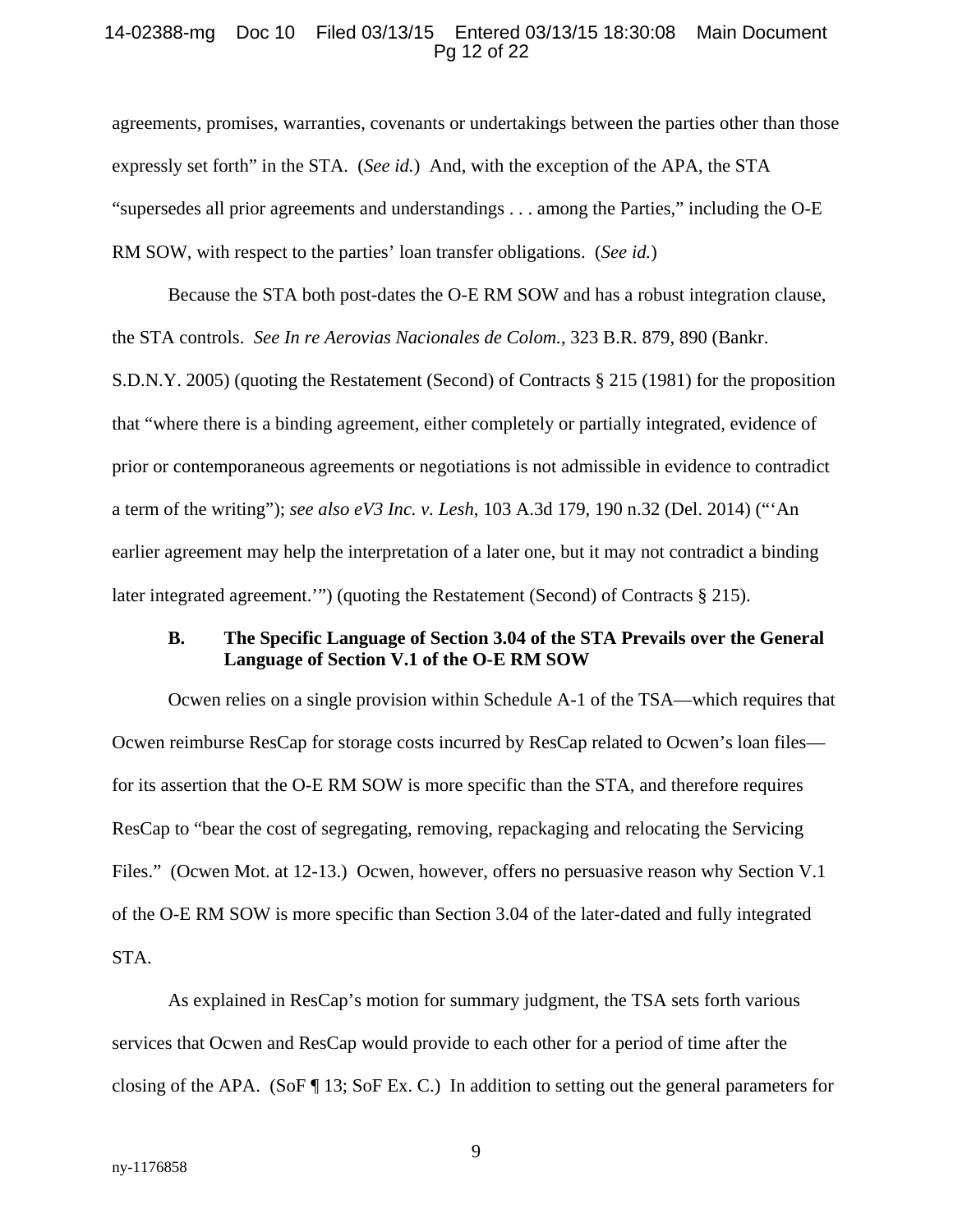agreements, promises, warranties, covenants or undertakings between the parties other than those expressly set forth" in the STA. (*See id.*) And, with the exception of the APA, the STA "supersedes all prior agreements and understandings . . . among the Parties," including the O-E RM SOW, with respect to the parties' loan transfer obligations. (*See id.*)

Because the STA both post-dates the O-E RM SOW and has a robust integration clause, the STA controls. *See In re Aerovias Nacionales de Colom.*, 323 B.R. 879, 890 (Bankr. S.D.N.Y. 2005) (quoting the Restatement (Second) of Contracts § 215 (1981) for the proposition that "where there is a binding agreement, either completely or partially integrated, evidence of prior or contemporaneous agreements or negotiations is not admissible in evidence to contradict a term of the writing"); *see also eV3 Inc. v. Lesh*, 103 A.3d 179, 190 n.32 (Del. 2014) ("'An earlier agreement may help the interpretation of a later one, but it may not contradict a binding later integrated agreement.'") (quoting the Restatement (Second) of Contracts § 215).

### B. The Specific Language of Section 3.04 of the STA Prevails over the General Language of Section V.1 of the O-E RM SOW

Ocwen relies on a single provision within Schedule A-1 of the TSA—which requires that Ocwen reimburse ResCap for storage costs incurred by ResCap related to Ocwen's loan files—for its assertion that the O-E RM SOW is more specific than the STA, and therefore requires ResCap to "bear the cost of segregating, removing, repackaging and relocating the Servicing Files." (Ocwen Mot. at 12-13.) Ocwen, however, offers no persuasive reason why Section V.1 of the O-E RM SOW is more specific than Section 3.04 of the later-dated and fully integrated STA.

As explained in ResCap's motion for summary judgment, the TSA sets forth various services that Ocwen and ResCap would provide to each other for a period of time after the closing of the APA. (SoF ¶ 13; SoF Ex. C.) In addition to setting out the general parameters for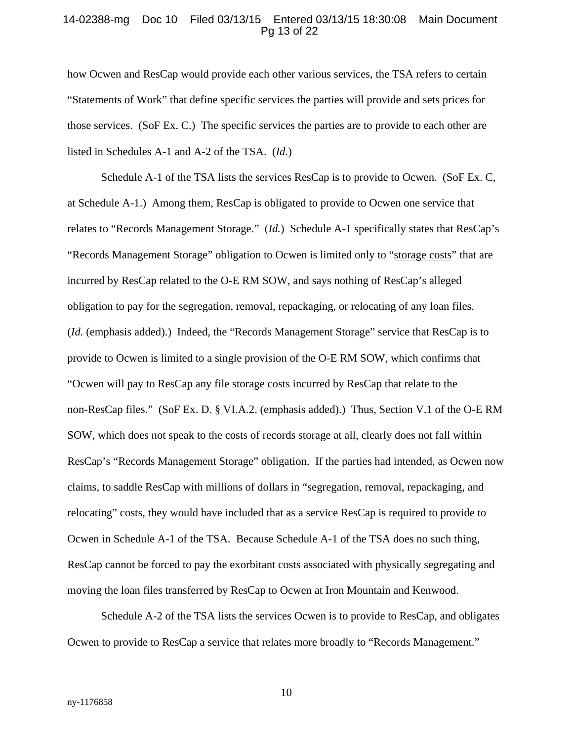how Ocwen and ResCap would provide each other various services, the TSA refers to certain "Statements of Work" that define specific services the parties will provide and sets prices for those services. (SoF Ex. C.) The specific services the parties are to provide to each other are listed in Schedules A-1 and A-2 of the TSA. (*Id.*)

Schedule A-1 of the TSA lists the services ResCap is to provide to Ocwen. (SoF Ex. C, at Schedule A-1.) Among them, ResCap is obligated to provide to Ocwen one service that relates to "Records Management Storage." (*Id.*) Schedule A-1 specifically states that ResCap's "Records Management Storage" obligation to Ocwen is limited only to "<u>storage costs</u>" that are incurred by ResCap related to the O-E RM SOW, and says nothing of ResCap's alleged obligation to pay for the segregation, removal, repackaging, or relocating of any loan files. (*Id.* (emphasis added).) Indeed, the "Records Management Storage" service that ResCap is to provide to Ocwen is limited to a single provision of the O-E RM SOW, which confirms that "Ocwen will pay <u>to</u> ResCap any file <u>storage costs</u> incurred by ResCap that relate to the non-ResCap files." (SoF Ex. D. § VI.A.2. (emphasis added).) Thus, Section V.1 of the O-E RM SOW, which does not speak to the costs of records storage at all, clearly does not fall within ResCap's "Records Management Storage" obligation. If the parties had intended, as Ocwen now claims, to saddle ResCap with millions of dollars in "segregation, removal, repackaging, and relocating" costs, they would have included that as a service ResCap is required to provide to Ocwen in Schedule A-1 of the TSA. Because Schedule A-1 of the TSA does no such thing, ResCap cannot be forced to pay the exorbitant costs associated with physically segregating and moving the loan files transferred by ResCap to Ocwen at Iron Mountain and Kenwood.

Schedule A-2 of the TSA lists the services Ocwen is to provide to ResCap, and obligates Ocwen to provide to ResCap a service that relates more broadly to "Records Management."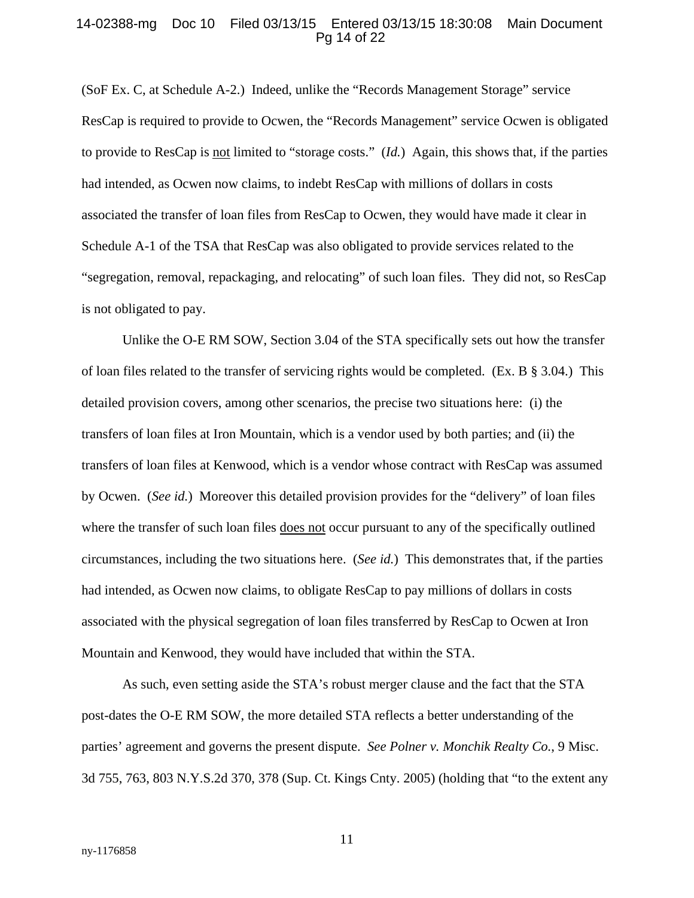(SoF Ex. C, at Schedule A-2.) Indeed, unlike the "Records Management Storage" service ResCap is required to provide to Ocwen, the "Records Management" service Ocwen is obligated to provide to ResCap is not limited to "storage costs." (*Id.*) Again, this shows that, if the parties had intended, as Ocwen now claims, to indebt ResCap with millions of dollars in costs associated the transfer of loan files from ResCap to Ocwen, they would have made it clear in Schedule A-1 of the TSA that ResCap was also obligated to provide services related to the "segregation, removal, repackaging, and relocating" of such loan files. They did not, so ResCap is not obligated to pay.

Unlike the O-E RM SOW, Section 3.04 of the STA specifically sets out how the transfer of loan files related to the transfer of servicing rights would be completed. (Ex. B § 3.04.) This detailed provision covers, among other scenarios, the precise two situations here: (i) the transfers of loan files at Iron Mountain, which is a vendor used by both parties; and (ii) the transfers of loan files at Kenwood, which is a vendor whose contract with ResCap was assumed by Ocwen. (*See id.*) Moreover this detailed provision provides for the "delivery" of loan files where the transfer of such loan files does not occur pursuant to any of the specifically outlined circumstances, including the two situations here. (*See id.*) This demonstrates that, if the parties had intended, as Ocwen now claims, to obligate ResCap to pay millions of dollars in costs associated with the physical segregation of loan files transferred by ResCap to Ocwen at Iron Mountain and Kenwood, they would have included that within the STA.

As such, even setting aside the STA's robust merger clause and the fact that the STA post-dates the O-E RM SOW, the more detailed STA reflects a better understanding of the parties' agreement and governs the present dispute. *See Polner v. Monchik Realty Co.*, 9 Misc. 3d 755, 763, 803 N.Y.S.2d 370, 378 (Sup. Ct. Kings Cnty. 2005) (holding that "to the extent any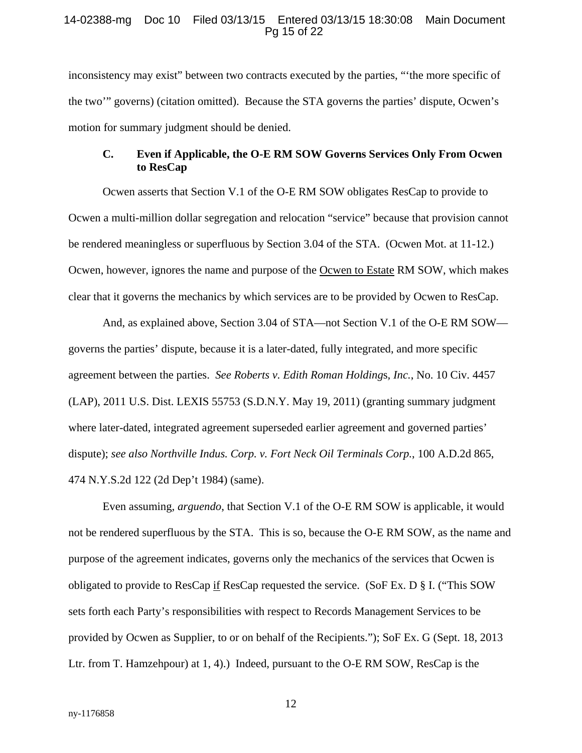inconsistency may exist" between two contracts executed by the parties, "'the more specific of the two'" governs) (citation omitted). Because the STA governs the parties' dispute, Ocwen's motion for summary judgment should be denied.

### C. Even if Applicable, the O-E RM SOW Governs Services Only From Ocwen to ResCap

Ocwen asserts that Section V.1 of the O-E RM SOW obligates ResCap to provide to Ocwen a multi-million dollar segregation and relocation "service" because that provision cannot be rendered meaningless or superfluous by Section 3.04 of the STA. (Ocwen Mot. at 11-12.) Ocwen, however, ignores the name and purpose of the <u>Ocwen to Estate</u> RM SOW, which makes clear that it governs the mechanics by which services are to be provided by Ocwen to ResCap.

And, as explained above, Section 3.04 of STA—not Section V.1 of the O-E RM SOW—governs the parties' dispute, because it is a later-dated, fully integrated, and more specific agreement between the parties. *See Roberts v. Edith Roman Holdings, Inc.*, No. 10 Civ. 4457 (LAP), 2011 U.S. Dist. LEXIS 55753 (S.D.N.Y. May 19, 2011) (granting summary judgment where later-dated, integrated agreement superseded earlier agreement and governed parties' dispute); *see also Northville Indus. Corp. v. Fort Neck Oil Terminals Corp.*, 100 A.D.2d 865, 474 N.Y.S.2d 122 (2d Dep't 1984) (same).

Even assuming, *arguendo*, that Section V.1 of the O-E RM SOW is applicable, it would not be rendered superfluous by the STA. This is so, because the O-E RM SOW, as the name and purpose of the agreement indicates, governs only the mechanics of the services that Ocwen is obligated to provide to ResCap <u>if</u> ResCap requested the service. (SoF Ex. D § I. ("This SOW sets forth each Party's responsibilities with respect to Records Management Services to be provided by Ocwen as Supplier, to or on behalf of the Recipients."); SoF Ex. G (Sept. 18, 2013 Ltr. from T. Hamzehpour) at 1, 4).) Indeed, pursuant to the O-E RM SOW, ResCap is the

ny-1176858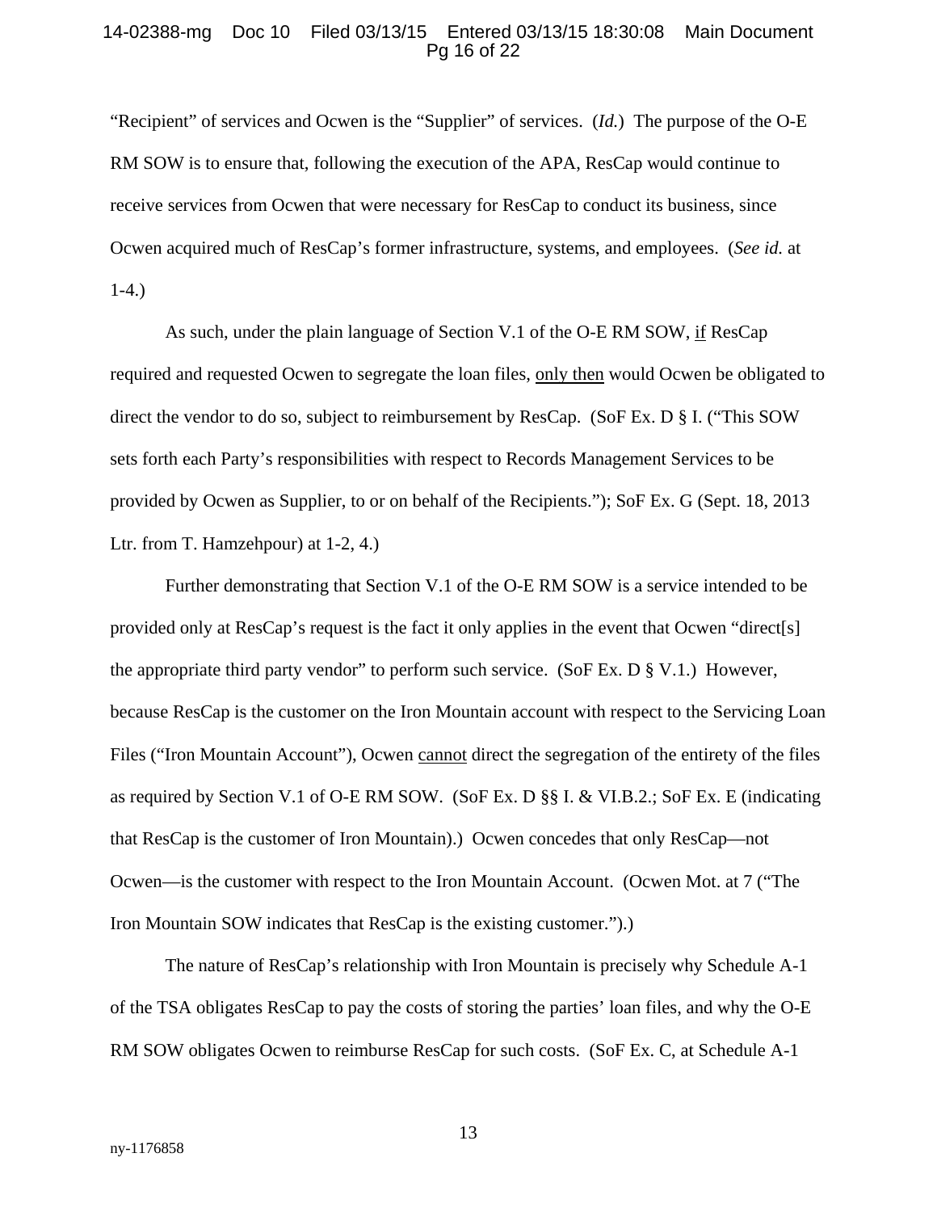"Recipient" of services and Ocwen is the "Supplier" of services. (*Id.*) The purpose of the O-E RM SOW is to ensure that, following the execution of the APA, ResCap would continue to receive services from Ocwen that were necessary for ResCap to conduct its business, since Ocwen acquired much of ResCap's former infrastructure, systems, and employees. (*See id.* at 1-4.)

As such, under the plain language of Section V.1 of the O-E RM SOW, <u>if</u> ResCap required and requested Ocwen to segregate the loan files, <u>only then</u> would Ocwen be obligated to direct the vendor to do so, subject to reimbursement by ResCap. (SoF Ex. D § I. ("This SOW sets forth each Party's responsibilities with respect to Records Management Services to be provided by Ocwen as Supplier, to or on behalf of the Recipients."); SoF Ex. G (Sept. 18, 2013 Ltr. from T. Hamzehpour) at 1-2, 4.)

Further demonstrating that Section V.1 of the O-E RM SOW is a service intended to be provided only at ResCap's request is the fact it only applies in the event that Ocwen "direct[s] the appropriate third party vendor" to perform such service. (SoF Ex. D § V.1.) However, because ResCap is the customer on the Iron Mountain account with respect to the Servicing Loan Files ("Iron Mountain Account"), Ocwen <u>cannot</u> direct the segregation of the entirety of the files as required by Section V.1 of O-E RM SOW. (SoF Ex. D §§ I. & VI.B.2.; SoF Ex. E (indicating that ResCap is the customer of Iron Mountain).) Ocwen concedes that only ResCap—not Ocwen—is the customer with respect to the Iron Mountain Account. (Ocwen Mot. at 7 ("The Iron Mountain SOW indicates that ResCap is the existing customer.").)

The nature of ResCap's relationship with Iron Mountain is precisely why Schedule A-1 of the TSA obligates ResCap to pay the costs of storing the parties' loan files, and why the O-E RM SOW obligates Ocwen to reimburse ResCap for such costs. (SoF Ex. C, at Schedule A-1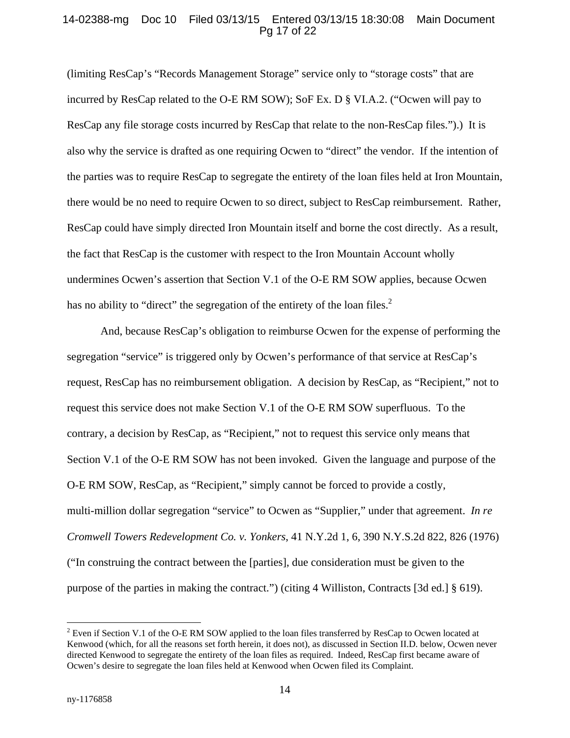(limiting ResCap's "Records Management Storage" service only to "storage costs" that are incurred by ResCap related to the O-E RM SOW); SoF Ex. D § VI.A.2. ("Ocwen will pay to ResCap any file storage costs incurred by ResCap that relate to the non-ResCap files.").) It is also why the service is drafted as one requiring Ocwen to "direct" the vendor. If the intention of the parties was to require ResCap to segregate the entirety of the loan files held at Iron Mountain, there would be no need to require Ocwen to so direct, subject to ResCap reimbursement. Rather, ResCap could have simply directed Iron Mountain itself and borne the cost directly. As a result, the fact that ResCap is the customer with respect to the Iron Mountain Account wholly undermines Ocwen's assertion that Section V.1 of the O-E RM SOW applies, because Ocwen has no ability to "direct" the segregation of the entirety of the loan files.[2]

And, because ResCap's obligation to reimburse Ocwen for the expense of performing the segregation "service" is triggered only by Ocwen's performance of that service at ResCap's request, ResCap has no reimbursement obligation. A decision by ResCap, as "Recipient," not to request this service does not make Section V.1 of the O-E RM SOW superfluous. To the contrary, a decision by ResCap, as "Recipient," not to request this service only means that Section V.1 of the O-E RM SOW has not been invoked. Given the language and purpose of the O-E RM SOW, ResCap, as "Recipient," simply cannot be forced to provide a costly, multi-million dollar segregation "service" to Ocwen as "Supplier," under that agreement. *In re Cromwell Towers Redevelopment Co. v. Yonkers*, 41 N.Y.2d 1, 6, 390 N.Y.S.2d 822, 826 (1976) ("In construing the contract between the [parties], due consideration must be given to the purpose of the parties in making the contract.") (citing 4 Williston, Contracts [3d ed.] § 619).

---

[2] Even if Section V.1 of the O-E RM SOW applied to the loan files transferred by ResCap to Ocwen located at Kenwood (which, for all the reasons set forth herein, it does not), as discussed in Section II.D. below, Ocwen never directed Kenwood to segregate the entirety of the loan files as required. Indeed, ResCap first became aware of Ocwen's desire to segregate the loan files held at Kenwood when Ocwen filed its Complaint.

ny-1176858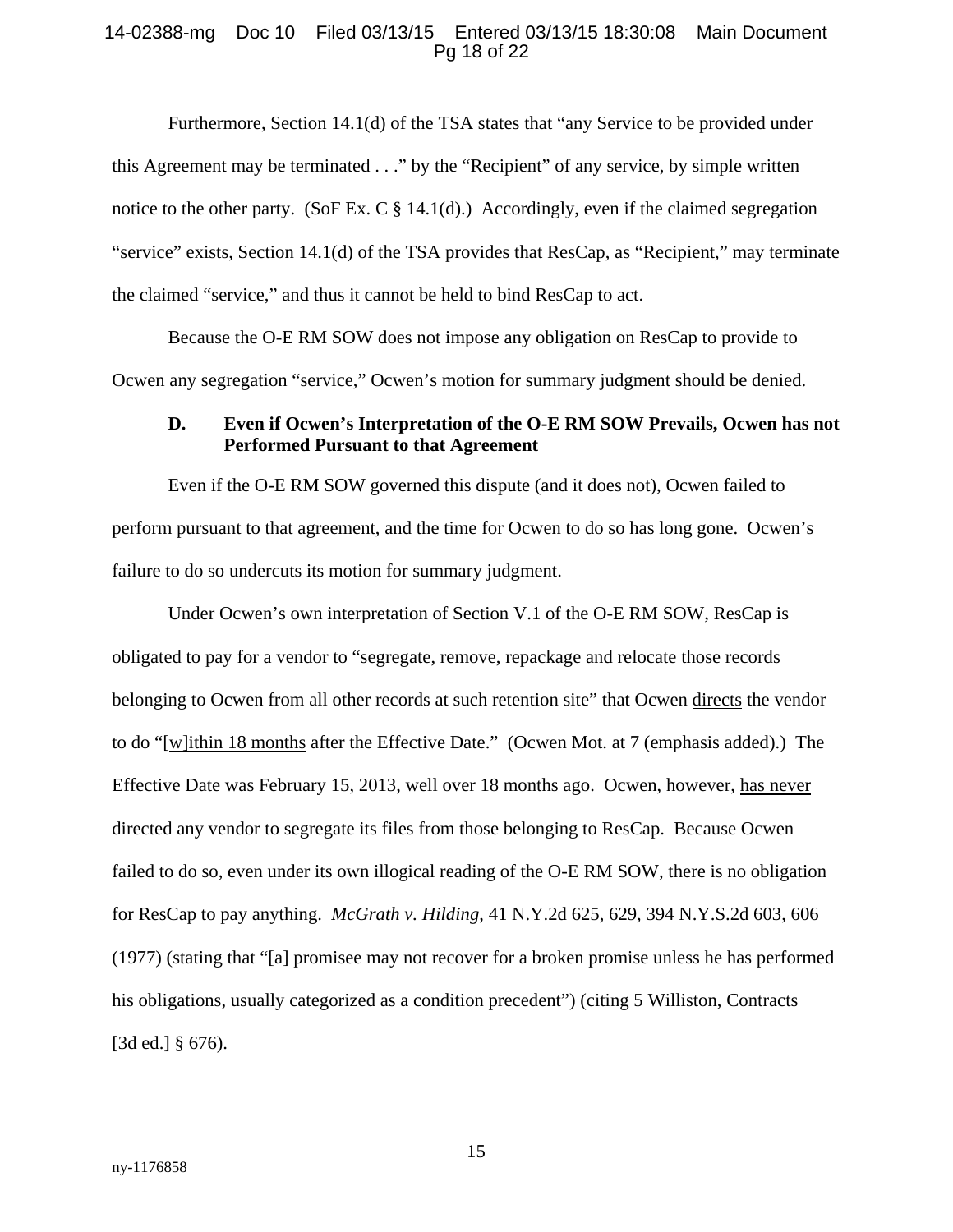Furthermore, Section 14.1(d) of the TSA states that "any Service to be provided under this Agreement may be terminated . . ." by the "Recipient" of any service, by simple written notice to the other party. (SoF Ex. C § 14.1(d).) Accordingly, even if the claimed segregation "service" exists, Section 14.1(d) of the TSA provides that ResCap, as "Recipient," may terminate the claimed "service," and thus it cannot be held to bind ResCap to act.

Because the O-E RM SOW does not impose any obligation on ResCap to provide to Ocwen any segregation "service," Ocwen's motion for summary judgment should be denied.

### D. Even if Ocwen's Interpretation of the O-E RM SOW Prevails, Ocwen has not Performed Pursuant to that Agreement

Even if the O-E RM SOW governed this dispute (and it does not), Ocwen failed to perform pursuant to that agreement, and the time for Ocwen to do so has long gone. Ocwen's failure to do so undercuts its motion for summary judgment.

Under Ocwen's own interpretation of Section V.1 of the O-E RM SOW, ResCap is obligated to pay for a vendor to "segregate, remove, repackage and relocate those records belonging to Ocwen from all other records at such retention site" that Ocwen directs the vendor to do "[w]ithin 18 months after the Effective Date." (Ocwen Mot. at 7 (emphasis added).) The Effective Date was February 15, 2013, well over 18 months ago. Ocwen, however, has never directed any vendor to segregate its files from those belonging to ResCap. Because Ocwen failed to do so, even under its own illogical reading of the O-E RM SOW, there is no obligation for ResCap to pay anything. *McGrath v. Hilding*, 41 N.Y.2d 625, 629, 394 N.Y.S.2d 603, 606 (1977) (stating that "[a] promisee may not recover for a broken promise unless he has performed his obligations, usually categorized as a condition precedent") (citing 5 Williston, Contracts [3d ed.] § 676).

ny-1176858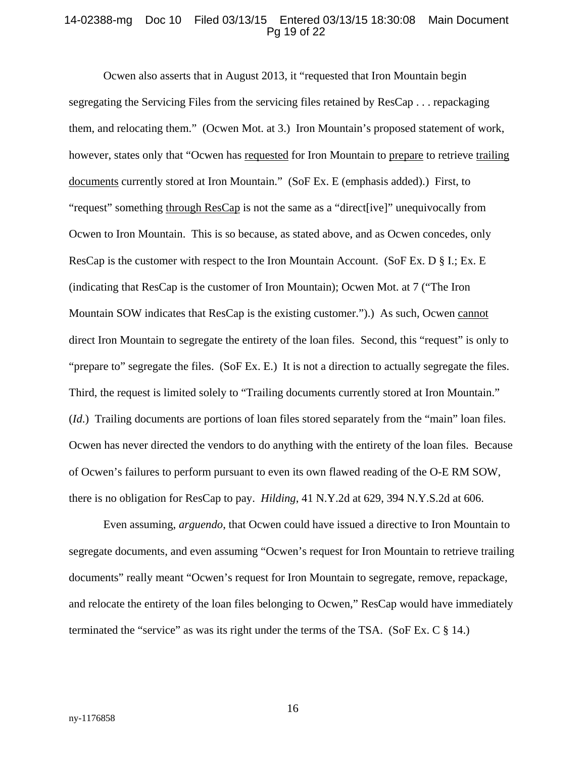Ocwen also asserts that in August 2013, it "requested that Iron Mountain begin segregating the Servicing Files from the servicing files retained by ResCap . . . repackaging them, and relocating them." (Ocwen Mot. at 3.) Iron Mountain's proposed statement of work, however, states only that "Ocwen has <u>requested</u> for Iron Mountain to <u>prepare</u> to retrieve <u>trailing documents</u> currently stored at Iron Mountain." (SoF Ex. E (emphasis added).) First, to "request" something <u>through ResCap</u> is not the same as a "direct[ive]" unequivocally from Ocwen to Iron Mountain. This is so because, as stated above, and as Ocwen concedes, only ResCap is the customer with respect to the Iron Mountain Account. (SoF Ex. D § I.; Ex. E (indicating that ResCap is the customer of Iron Mountain); Ocwen Mot. at 7 ("The Iron Mountain SOW indicates that ResCap is the existing customer.").) As such, Ocwen <u>cannot</u> direct Iron Mountain to segregate the entirety of the loan files. Second, this "request" is only to "prepare to" segregate the files. (SoF Ex. E.) It is not a direction to actually segregate the files. Third, the request is limited solely to "Trailing documents currently stored at Iron Mountain." (*Id*.) Trailing documents are portions of loan files stored separately from the "main" loan files. Ocwen has never directed the vendors to do anything with the entirety of the loan files. Because of Ocwen's failures to perform pursuant to even its own flawed reading of the O-E RM SOW, there is no obligation for ResCap to pay. *Hilding*, 41 N.Y.2d at 629, 394 N.Y.S.2d at 606.

Even assuming, *arguendo*, that Ocwen could have issued a directive to Iron Mountain to segregate documents, and even assuming "Ocwen's request for Iron Mountain to retrieve trailing documents" really meant "Ocwen's request for Iron Mountain to segregate, remove, repackage, and relocate the entirety of the loan files belonging to Ocwen," ResCap would have immediately terminated the "service" as was its right under the terms of the TSA. (SoF Ex. C § 14.)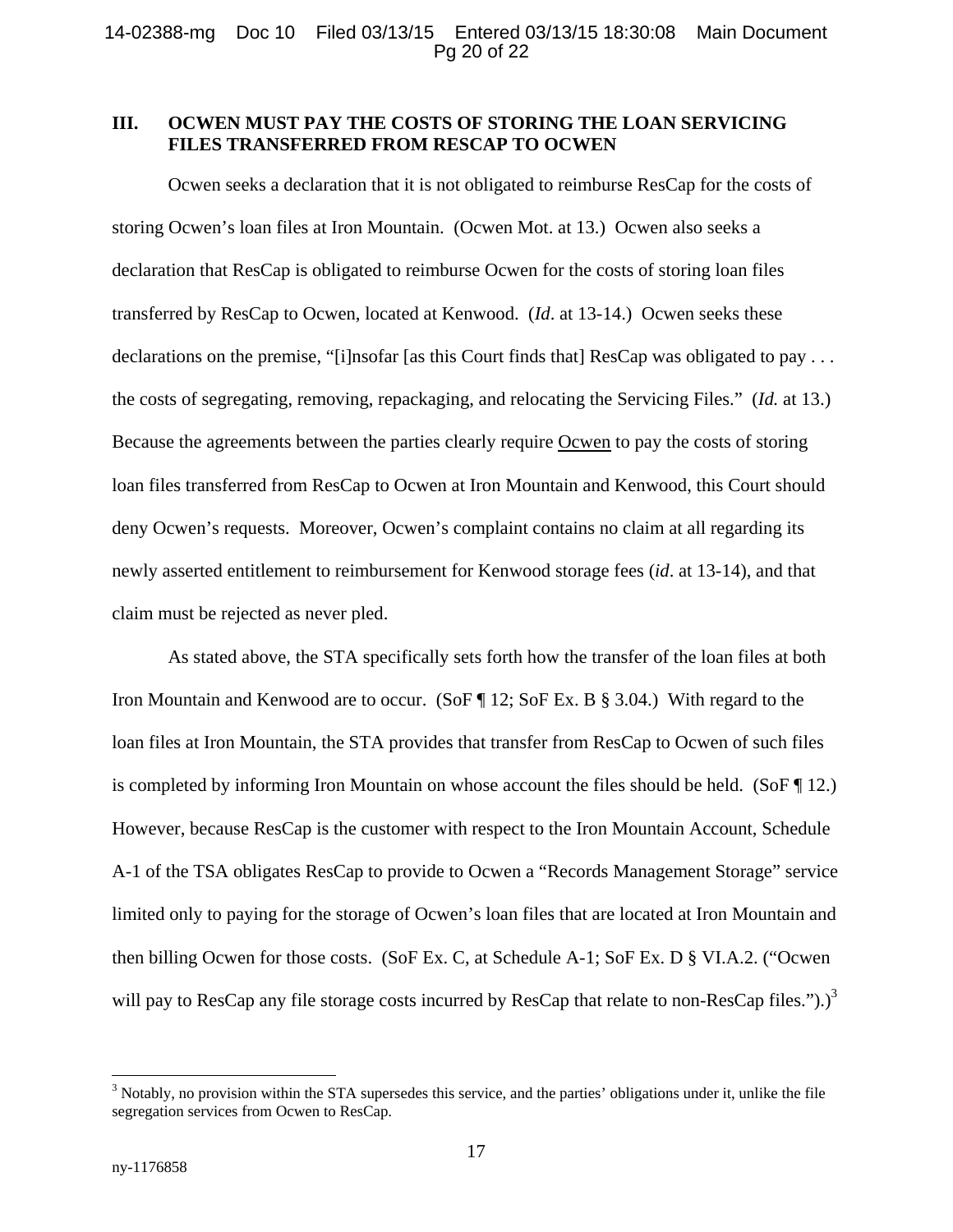## III. OCWEN MUST PAY THE COSTS OF STORING THE LOAN SERVICING FILES TRANSFERRED FROM RESCAP TO OCWEN

Ocwen seeks a declaration that it is not obligated to reimburse ResCap for the costs of storing Ocwen's loan files at Iron Mountain. (Ocwen Mot. at 13.) Ocwen also seeks a declaration that ResCap is obligated to reimburse Ocwen for the costs of storing loan files transferred by ResCap to Ocwen, located at Kenwood. (*Id*. at 13-14.) Ocwen seeks these declarations on the premise, "[i]nsofar [as this Court finds that] ResCap was obligated to pay . . . the costs of segregating, removing, repackaging, and relocating the Servicing Files." (*Id.* at 13.) Because the agreements between the parties clearly require <u>Ocwen</u> to pay the costs of storing loan files transferred from ResCap to Ocwen at Iron Mountain and Kenwood, this Court should deny Ocwen's requests. Moreover, Ocwen's complaint contains no claim at all regarding its newly asserted entitlement to reimbursement for Kenwood storage fees (*id*. at 13-14), and that claim must be rejected as never pled.

As stated above, the STA specifically sets forth how the transfer of the loan files at both Iron Mountain and Kenwood are to occur. (SoF ¶ 12; SoF Ex. B § 3.04.) With regard to the loan files at Iron Mountain, the STA provides that transfer from ResCap to Ocwen of such files is completed by informing Iron Mountain on whose account the files should be held. (SoF ¶ 12.) However, because ResCap is the customer with respect to the Iron Mountain Account, Schedule A-1 of the TSA obligates ResCap to provide to Ocwen a "Records Management Storage" service limited only to paying for the storage of Ocwen's loan files that are located at Iron Mountain and then billing Ocwen for those costs. (SoF Ex. C, at Schedule A-1; SoF Ex. D § VI.A.2. ("Ocwen will pay to ResCap any file storage costs incurred by ResCap that relate to non-ResCap files.").)[3]

[3] Notably, no provision within the STA supersedes this service, and the parties' obligations under it, unlike the file segregation services from Ocwen to ResCap.

ny-1176858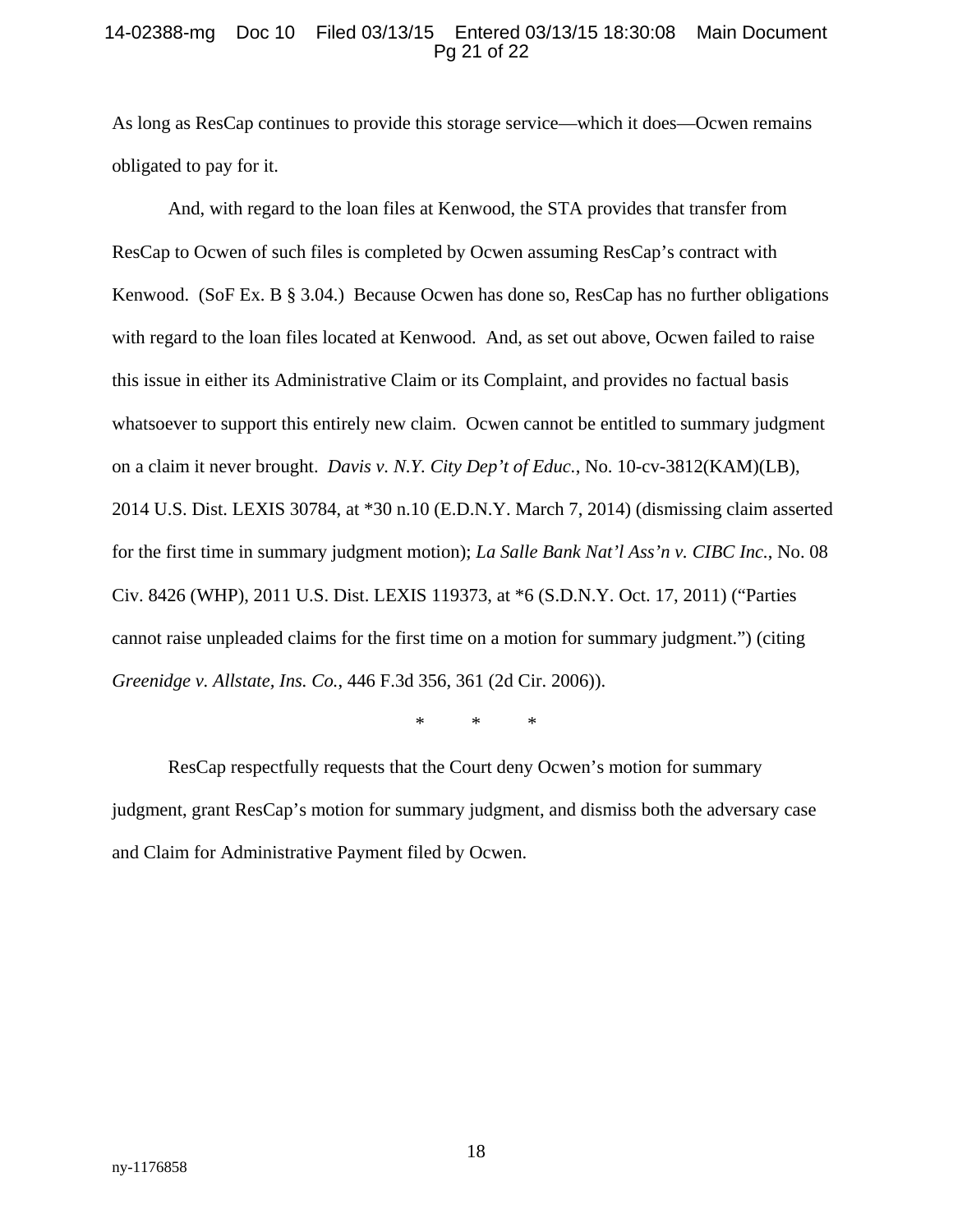As long as ResCap continues to provide this storage service—which it does—Ocwen remains obligated to pay for it.

And, with regard to the loan files at Kenwood, the STA provides that transfer from ResCap to Ocwen of such files is completed by Ocwen assuming ResCap's contract with Kenwood. (SoF Ex. B § 3.04.) Because Ocwen has done so, ResCap has no further obligations with regard to the loan files located at Kenwood. And, as set out above, Ocwen failed to raise this issue in either its Administrative Claim or its Complaint, and provides no factual basis whatsoever to support this entirely new claim. Ocwen cannot be entitled to summary judgment on a claim it never brought. *Davis v. N.Y. City Dep't of Educ.*, No. 10-cv-3812(KAM)(LB), 2014 U.S. Dist. LEXIS 30784, at *30 n.10 (E.D.N.Y. March 7, 2014) (dismissing claim asserted for the first time in summary judgment motion); *La Salle Bank Nat'l Ass'n v. CIBC Inc.*, No. 08 Civ. 8426 (WHP), 2011 U.S. Dist. LEXIS 119373, at *6 (S.D.N.Y. Oct. 17, 2011) ("Parties cannot raise unpleaded claims for the first time on a motion for summary judgment.") (citing *Greenidge v. Allstate, Ins. Co.*, 446 F.3d 356, 361 (2d Cir. 2006)).

\*          \*          \*

ResCap respectfully requests that the Court deny Ocwen's motion for summary judgment, grant ResCap's motion for summary judgment, and dismiss both the adversary case and Claim for Administrative Payment filed by Ocwen.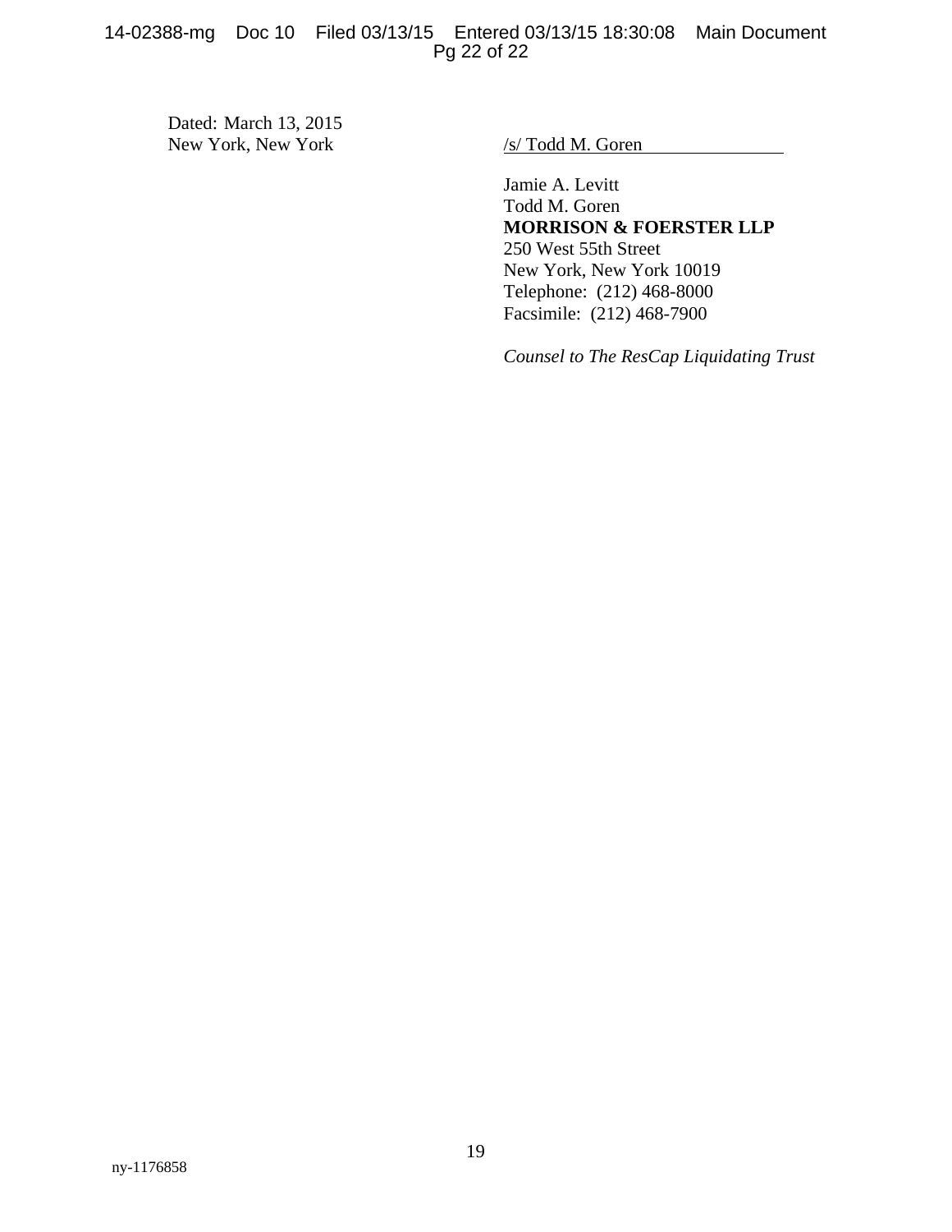Dated: March 13, 2015
New York, New York

/s/ Todd M. Goren

Jamie A. Levitt
Todd M. Goren
**MORRISON & FOERSTER LLP**
250 West 55th Street
New York, New York 10019
Telephone: (212) 468-8000
Facsimile: (212) 468-7900

*Counsel to The ResCap Liquidating Trust*

ny-1176858